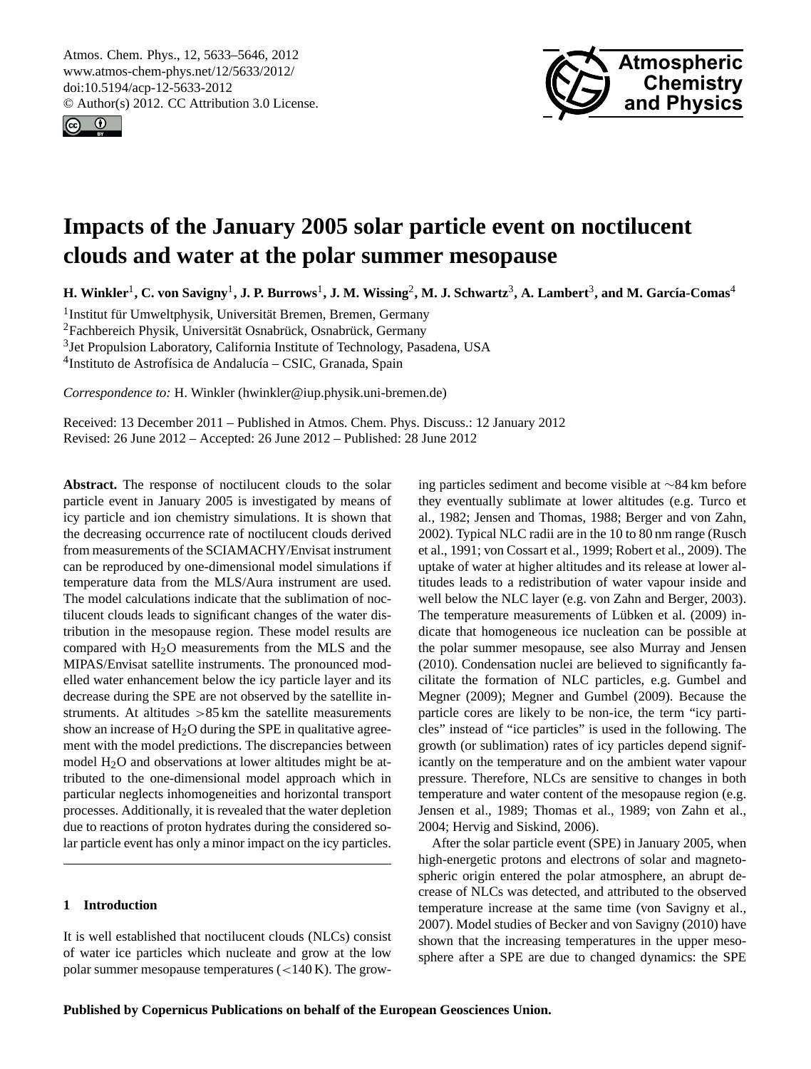# Impacts of the January 2005 solar particle event on noctilucent clouds and water at the polar summer mesopause

**H. Winkler[1], C. von Savigny[1], J. P. Burrows[1], J. M. Wissing[2], M. J. Schwartz[3], A. Lambert[3], and M. García-Comas[4]**

[1]Institut für Umweltphysik, Universität Bremen, Bremen, Germany

[2]Fachbereich Physik, Universität Osnabrück, Osnabrück, Germany

[3]Jet Propulsion Laboratory, California Institute of Technology, Pasadena, USA

[4]Instituto de Astrofísica de Andalucía – CSIC, Granada, Spain

*Correspondence to:* H. Winkler (hwinkler@iup.physik.uni-bremen.de)

Received: 13 December 2011 – Published in Atmos. Chem. Phys. Discuss.: 12 January 2012
Revised: 26 June 2012 – Accepted: 26 June 2012 – Published: 28 June 2012

**Abstract.** The response of noctilucent clouds to the solar particle event in January 2005 is investigated by means of icy particle and ion chemistry simulations. It is shown that the decreasing occurrence rate of noctilucent clouds derived from measurements of the SCIAMACHY/Envisat instrument can be reproduced by one-dimensional model simulations if temperature data from the MLS/Aura instrument are used. The model calculations indicate that the sublimation of noctilucent clouds leads to significant changes of the water distribution in the mesopause region. These model results are compared with $H_2O$ measurements from the MLS and the MIPAS/Envisat satellite instruments. The pronounced modelled water enhancement below the icy particle layer and its decrease during the SPE are not observed by the satellite instruments. At altitudes >85 km the satellite measurements show an increase of $H_2O$ during the SPE in qualitative agreement with the model predictions. The discrepancies between model $H_2O$ and observations at lower altitudes might be attributed to the one-dimensional model approach which in particular neglects inhomogeneities and horizontal transport processes. Additionally, it is revealed that the water depletion due to reactions of proton hydrates during the considered solar particle event has only a minor impact on the icy particles.

## 1 Introduction

It is well established that noctilucent clouds (NLCs) consist of water ice particles which nucleate and grow at the low polar summer mesopause temperatures (<140 K). The growing particles sediment and become visible at ∼84 km before they eventually sublimate at lower altitudes (e.g. Turco et al., 1982; Jensen and Thomas, 1988; Berger and von Zahn, 2002). Typical NLC radii are in the 10 to 80 nm range (Rusch et al., 1991; von Cossart et al., 1999; Robert et al., 2009). The uptake of water at higher altitudes and its release at lower altitudes leads to a redistribution of water vapour inside and well below the NLC layer (e.g. von Zahn and Berger, 2003). The temperature measurements of Lübken et al. (2009) indicate that homogeneous ice nucleation can be possible at the polar summer mesopause, see also Murray and Jensen (2010). Condensation nuclei are believed to significantly facilitate the formation of NLC particles, e.g. Gumbel and Megner (2009); Megner and Gumbel (2009). Because the particle cores are likely to be non-ice, the term "icy particles" instead of "ice particles" is used in the following. The growth (or sublimation) rates of icy particles depend significantly on the temperature and on the ambient water vapour pressure. Therefore, NLCs are sensitive to changes in both temperature and water content of the mesopause region (e.g. Jensen et al., 1989; Thomas et al., 1989; von Zahn et al., 2004; Hervig and Siskind, 2006).

After the solar particle event (SPE) in January 2005, when high-energetic protons and electrons of solar and magnetospheric origin entered the polar atmosphere, an abrupt decrease of NLCs was detected, and attributed to the observed temperature increase at the same time (von Savigny et al., 2007). Model studies of Becker and von Savigny (2010) have shown that the increasing temperatures in the upper mesosphere after a SPE are due to changed dynamics: the SPE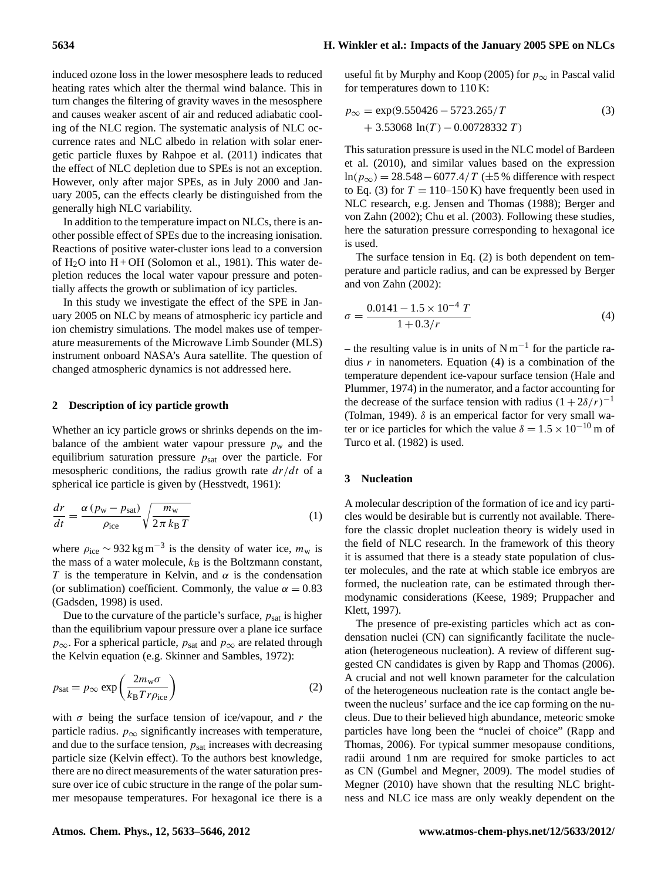induced ozone loss in the lower mesosphere leads to reduced heating rates which alter the thermal wind balance. This in turn changes the filtering of gravity waves in the mesosphere and causes weaker ascent of air and reduced adiabatic cooling of the NLC region. The systematic analysis of NLC occurrence rates and NLC albedo in relation with solar energetic particle fluxes by Rahpoe et al. (2011) indicates that the effect of NLC depletion due to SPEs is not an exception. However, only after major SPEs, as in July 2000 and January 2005, can the effects clearly be distinguished from the generally high NLC variability.

In addition to the temperature impact on NLCs, there is another possible effect of SPEs due to the increasing ionisation. Reactions of positive water-cluster ions lead to a conversion of $H_2O$ into $H + OH$ (Solomon et al., 1981). This water depletion reduces the local water vapour pressure and potentially affects the growth or sublimation of icy particles.

In this study we investigate the effect of the SPE in January 2005 on NLC by means of atmospheric icy particle and ion chemistry simulations. The model makes use of temperature measurements of the Microwave Limb Sounder (MLS) instrument onboard NASA's Aura satellite. The question of changed atmospheric dynamics is not addressed here.

## 2 Description of icy particle growth

Whether an icy particle grows or shrinks depends on the imbalance of the ambient water vapour pressure $p_w$ and the equilibrium saturation pressure $p_{sat}$ over the particle. For mesospheric conditions, the radius growth rate $dr/dt$ of a spherical ice particle is given by (Hesstvedt, 1961):

$$\frac{dr}{dt} = \frac{\alpha\,(p_w - p_{sat})}{\rho_{ice}} \sqrt{\frac{m_w}{2\pi\, k_B\, T}} \tag{1}$$

where $\rho_{ice} \sim 932\,\mathrm{kg\,m^{-3}}$ is the density of water ice, $m_w$ is the mass of a water molecule, $k_B$ is the Boltzmann constant, $T$ is the temperature in Kelvin, and $\alpha$ is the condensation (or sublimation) coefficient. Commonly, the value $\alpha = 0.83$ (Gadsden, 1998) is used.

Due to the curvature of the particle's surface, $p_{sat}$ is higher than the equilibrium vapour pressure over a plane ice surface $p_\infty$. For a spherical particle, $p_{sat}$ and $p_\infty$ are related through the Kelvin equation (e.g. Skinner and Sambles, 1972):

$$p_{sat} = p_\infty \exp\left(\frac{2 m_w \sigma}{k_B T r \rho_{ice}}\right) \tag{2}$$

with $\sigma$ being the surface tension of ice/vapour, and $r$ the particle radius. $p_\infty$ significantly increases with temperature, and due to the surface tension, $p_{sat}$ increases with decreasing particle size (Kelvin effect). To the authors best knowledge, there are no direct measurements of the water saturation pressure over ice of cubic structure in the range of the polar summer mesopause temperatures. For hexagonal ice there is a useful fit by Murphy and Koop (2005) for $p_\infty$ in Pascal valid for temperatures down to 110 K:

$$\begin{aligned} p_\infty = \exp(&9.550426 - 5723.265/T \\ &+ 3.53068\,\ln(T) - 0.00728332\,T) \end{aligned} \tag{3}$$

This saturation pressure is used in the NLC model of Bardeen et al. (2010), and similar values based on the expression $\ln(p_\infty) = 28.548 - 6077.4/T$ ($\pm 5\,\%$ difference with respect to Eq. (3) for $T = 110$–$150$ K) have frequently been used in NLC research, e.g. Jensen and Thomas (1988); Berger and von Zahn (2002); Chu et al. (2003). Following these studies, here the saturation pressure corresponding to hexagonal ice is used.

The surface tension in Eq. (2) is both dependent on temperature and particle radius, and can be expressed by Berger and von Zahn (2002):

$$\sigma = \frac{0.0141 - 1.5 \times 10^{-4}\ T}{1 + 0.3/r} \tag{4}$$

– the resulting value is in units of $\mathrm{N\,m^{-1}}$ for the particle radius $r$ in nanometers. Equation (4) is a combination of the temperature dependent ice-vapour surface tension (Hale and Plummer, 1974) in the numerator, and a factor accounting for the decrease of the surface tension with radius $(1 + 2\delta/r)^{-1}$ (Tolman, 1949). $\delta$ is an emperical factor for very small water or ice particles for which the value $\delta = 1.5 \times 10^{-10}$ m of Turco et al. (1982) is used.

## 3 Nucleation

A molecular description of the formation of ice and icy particles would be desirable but is currently not available. Therefore the classic droplet nucleation theory is widely used in the field of NLC research. In the framework of this theory it is assumed that there is a steady state population of cluster molecules, and the rate at which stable ice embryos are formed, the nucleation rate, can be estimated through thermodynamic considerations (Keese, 1989; Pruppacher and Klett, 1997).

The presence of pre-existing particles which act as condensation nuclei (CN) can significantly facilitate the nucleation (heterogeneous nucleation). A review of different suggested CN candidates is given by Rapp and Thomas (2006). A crucial and not well known parameter for the calculation of the heterogeneous nucleation rate is the contact angle between the nucleus' surface and the ice cap forming on the nucleus. Due to their believed high abundance, meteoric smoke particles have long been the "nuclei of choice" (Rapp and Thomas, 2006). For typical summer mesopause conditions, radii around 1 nm are required for smoke particles to act as CN (Gumbel and Megner, 2009). The model studies of Megner (2010) have shown that the resulting NLC brightness and NLC ice mass are only weakly dependent on the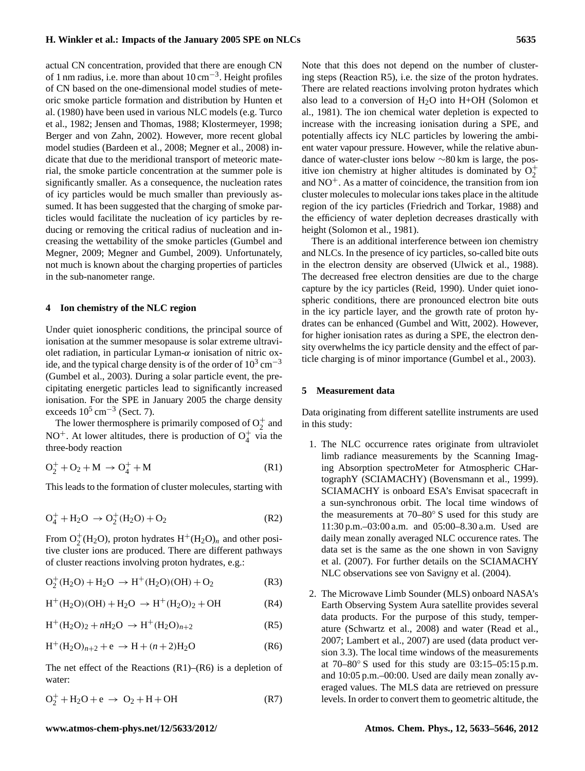actual CN concentration, provided that there are enough CN of 1 nm radius, i.e. more than about $10\,\mathrm{cm}^{-3}$. Height profiles of CN based on the one-dimensional model studies of meteoric smoke particle formation and distribution by Hunten et al. (1980) have been used in various NLC models (e.g. Turco et al., 1982; Jensen and Thomas, 1988; Klostermeyer, 1998; Berger and von Zahn, 2002). However, more recent global model studies (Bardeen et al., 2008; Megner et al., 2008) indicate that due to the meridional transport of meteoric material, the smoke particle concentration at the summer pole is significantly smaller. As a consequence, the nucleation rates of icy particles would be much smaller than previously assumed. It has been suggested that the charging of smoke particles would facilitate the nucleation of icy particles by reducing or removing the critical radius of nucleation and increasing the wettability of the smoke particles (Gumbel and Megner, 2009; Megner and Gumbel, 2009). Unfortunately, not much is known about the charging properties of particles in the sub-nanometer range.

## 4 Ion chemistry of the NLC region

Under quiet ionospheric conditions, the principal source of ionisation at the summer mesopause is solar extreme ultraviolet radiation, in particular Lyman-$\alpha$ ionisation of nitric oxide, and the typical charge density is of the order of $10^3\,\mathrm{cm}^{-3}$ (Gumbel et al., 2003). During a solar particle event, the precipitating energetic particles lead to significantly increased ionisation. For the SPE in January 2005 the charge density exceeds $10^5\,\mathrm{cm}^{-3}$ (Sect. 7).

The lower thermosphere is primarily composed of $O_2^+$ and $NO^+$. At lower altitudes, there is production of $O_4^+$ via the three-body reaction

$$O_2^+ + O_2 + M \rightarrow O_4^+ + M \qquad \text{(R1)}$$

This leads to the formation of cluster molecules, starting with

$$O_4^+ + H_2O \rightarrow O_2^+(H_2O) + O_2 \qquad \text{(R2)}$$

From $O_2^+(H_2O)$, proton hydrates $H^+(H_2O)_n$ and other positive cluster ions are produced. There are different pathways of cluster reactions involving proton hydrates, e.g.:

$$O_2^+(H_2O) + H_2O \rightarrow H^+(H_2O)(OH) + O_2 \qquad \text{(R3)}$$

$$H^+(H_2O)(OH) + H_2O \rightarrow H^+(H_2O)_2 + OH \qquad \text{(R4)}$$

$$H^+(H_2O)_2 + nH_2O \rightarrow H^+(H_2O)_{n+2} \qquad \text{(R5)}$$

$$H^+(H_2O)_{n+2} + e \rightarrow H + (n+2)H_2O \qquad \text{(R6)}$$

The net effect of the Reactions (R1)–(R6) is a depletion of water:

$$O_2^+ + H_2O + e \rightarrow O_2 + H + OH \qquad \text{(R7)}$$

Note that this does not depend on the number of clustering steps (Reaction R5), i.e. the size of the proton hydrates. There are related reactions involving proton hydrates which also lead to a conversion of $H_2O$ into H+OH (Solomon et al., 1981). The ion chemical water depletion is expected to increase with the increasing ionisation during a SPE, and potentially affects icy NLC particles by lowering the ambient water vapour pressure. However, while the relative abundance of water-cluster ions below ~80 km is large, the positive ion chemistry at higher altitudes is dominated by $O_2^+$ and $NO^+$. As a matter of coincidence, the transition from ion cluster molecules to molecular ions takes place in the altitude region of the icy particles (Friedrich and Torkar, 1988) and the efficiency of water depletion decreases drastically with height (Solomon et al., 1981).

There is an additional interference between ion chemistry and NLCs. In the presence of icy particles, so-called bite outs in the electron density are observed (Ulwick et al., 1988). The decreased free electron densities are due to the charge capture by the icy particles (Reid, 1990). Under quiet ionospheric conditions, there are pronounced electron bite outs in the icy particle layer, and the growth rate of proton hydrates can be enhanced (Gumbel and Witt, 2002). However, for higher ionisation rates as during a SPE, the electron density overwhelms the icy particle density and the effect of particle charging is of minor importance (Gumbel et al., 2003).

## 5 Measurement data

Data originating from different satellite instruments are used in this study:

1. The NLC occurrence rates originate from ultraviolet limb radiance measurements by the Scanning Imaging Absorption spectroMeter for Atmospheric CHartographY (SCIAMACHY) (Bovensmann et al., 1999). SCIAMACHY is onboard ESA's Envisat spacecraft in a sun-synchronous orbit. The local time windows of the measurements at 70–80° S used for this study are 11:30 p.m.–03:00 a.m. and 05:00–8.30 a.m. Used are daily mean zonally averaged NLC occurence rates. The data set is the same as the one shown in von Savigny et al. (2007). For further details on the SCIAMACHY NLC observations see von Savigny et al. (2004).

2. The Microwave Limb Sounder (MLS) onboard NASA's Earth Observing System Aura satellite provides several data products. For the purpose of this study, temperature (Schwartz et al., 2008) and water (Read et al., 2007; Lambert et al., 2007) are used (data product version 3.3). The local time windows of the measurements at 70–80° S used for this study are 03:15–05:15 p.m. and 10:05 p.m.–00:00. Used are daily mean zonally averaged values. The MLS data are retrieved on pressure levels. In order to convert them to geometric altitude, the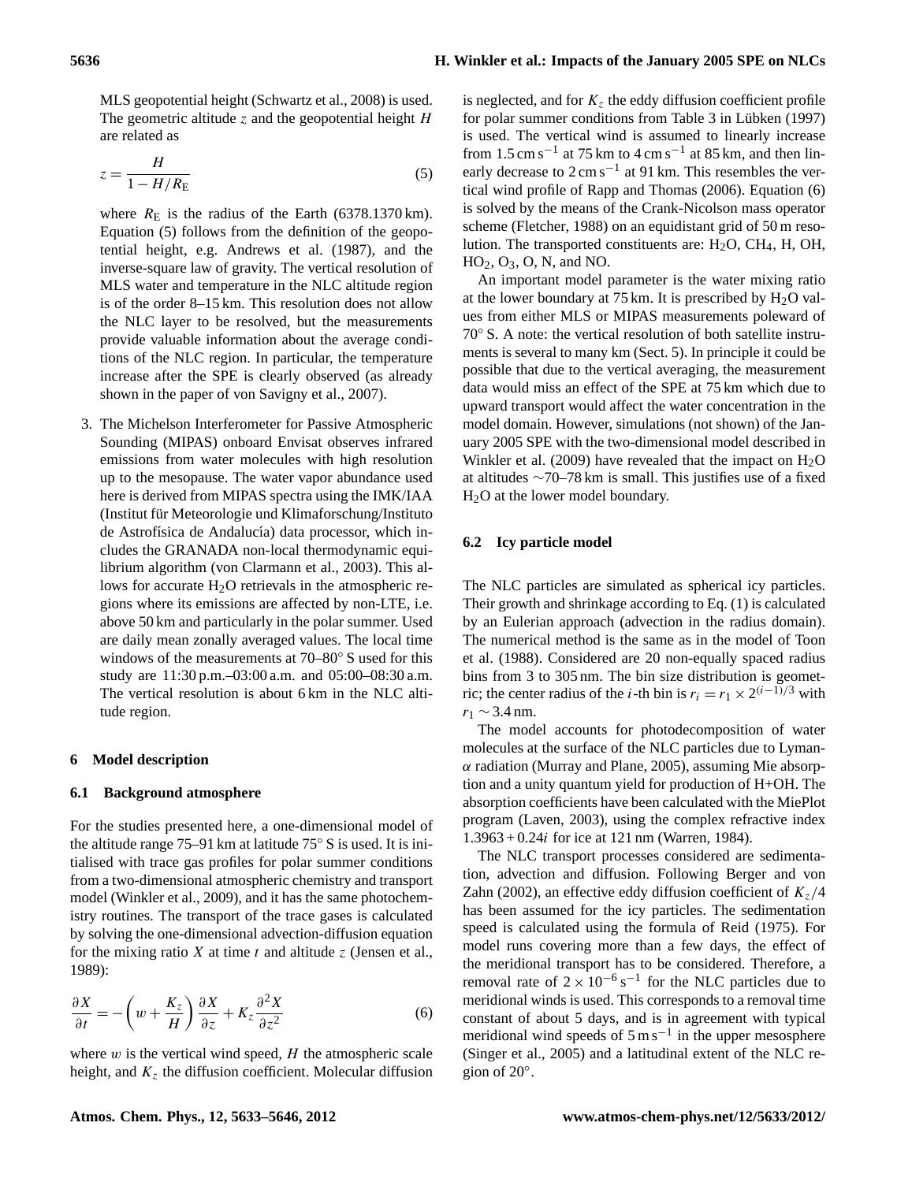MLS geopotential height (Schwartz et al., 2008) is used. The geometric altitude $z$ and the geopotential height $H$ are related as

$$z = \frac{H}{1 - H/R_E} \tag{5}$$

where $R_E$ is the radius of the Earth (6378.1370 km). Equation (5) follows from the definition of the geopotential height, e.g. Andrews et al. (1987), and the inverse-square law of gravity. The vertical resolution of MLS water and temperature in the NLC altitude region is of the order 8–15 km. This resolution does not allow the NLC layer to be resolved, but the measurements provide valuable information about the average conditions of the NLC region. In particular, the temperature increase after the SPE is clearly observed (as already shown in the paper of von Savigny et al., 2007).

3. The Michelson Interferometer for Passive Atmospheric Sounding (MIPAS) onboard Envisat observes infrared emissions from water molecules with high resolution up to the mesopause. The water vapor abundance used here is derived from MIPAS spectra using the IMK/IAA (Institut für Meteorologie und Klimaforschung/Instituto de Astrofísica de Andalucía) data processor, which includes the GRANADA non-local thermodynamic equilibrium algorithm (von Clarmann et al., 2003). This allows for accurate $H_2O$ retrievals in the atmospheric regions where its emissions are affected by non-LTE, i.e. above 50 km and particularly in the polar summer. Used are daily mean zonally averaged values. The local time windows of the measurements at 70–80° S used for this study are 11:30 p.m.–03:00 a.m. and 05:00–08:30 a.m. The vertical resolution is about 6 km in the NLC altitude region.

## 6 Model description

### 6.1 Background atmosphere

For the studies presented here, a one-dimensional model of the altitude range 75–91 km at latitude 75° S is used. It is initialised with trace gas profiles for polar summer conditions from a two-dimensional atmospheric chemistry and transport model (Winkler et al., 2009), and it has the same photochemistry routines. The transport of the trace gases is calculated by solving the one-dimensional advection-diffusion equation for the mixing ratio $X$ at time $t$ and altitude $z$ (Jensen et al., 1989):

$$\frac{\partial X}{\partial t} = -\left(w + \frac{K_z}{H}\right)\frac{\partial X}{\partial z} + K_z \frac{\partial^2 X}{\partial z^2} \tag{6}$$

where $w$ is the vertical wind speed, $H$ the atmospheric scale height, and $K_z$ the diffusion coefficient. Molecular diffusion is neglected, and for $K_z$ the eddy diffusion coefficient profile for polar summer conditions from Table 3 in Lübken (1997) is used. The vertical wind is assumed to linearly increase from 1.5 cm s$^{-1}$ at 75 km to 4 cm s$^{-1}$ at 85 km, and then linearly decrease to 2 cm s$^{-1}$ at 91 km. This resembles the vertical wind profile of Rapp and Thomas (2006). Equation (6) is solved by the means of the Crank-Nicolson mass operator scheme (Fletcher, 1988) on an equidistant grid of 50 m resolution. The transported constituents are: $H_2O$, $CH_4$, H, OH, $HO_2$, $O_3$, O, N, and NO.

An important model parameter is the water mixing ratio at the lower boundary at 75 km. It is prescribed by $H_2O$ values from either MLS or MIPAS measurements poleward of 70° S. A note: the vertical resolution of both satellite instruments is several to many km (Sect. 5). In principle it could be possible that due to the vertical averaging, the measurement data would miss an effect of the SPE at 75 km which due to upward transport would affect the water concentration in the model domain. However, simulations (not shown) of the January 2005 SPE with the two-dimensional model described in Winkler et al. (2009) have revealed that the impact on $H_2O$ at altitudes ∼70–78 km is small. This justifies use of a fixed $H_2O$ at the lower model boundary.

### 6.2 Icy particle model

The NLC particles are simulated as spherical icy particles. Their growth and shrinkage according to Eq. (1) is calculated by an Eulerian approach (advection in the radius domain). The numerical method is the same as in the model of Toon et al. (1988). Considered are 20 non-equally spaced radius bins from 3 to 305 nm. The bin size distribution is geometric; the center radius of the $i$-th bin is $r_i = r_1 \times 2^{(i-1)/3}$ with $r_1 \sim 3.4$ nm.

The model accounts for photodecomposition of water molecules at the surface of the NLC particles due to Lyman-$\alpha$ radiation (Murray and Plane, 2005), assuming Mie absorption and a unity quantum yield for production of H+OH. The absorption coefficients have been calculated with the MiePlot program (Laven, 2003), using the complex refractive index $1.3963 + 0.24i$ for ice at 121 nm (Warren, 1984).

The NLC transport processes considered are sedimentation, advection and diffusion. Following Berger and von Zahn (2002), an effective eddy diffusion coefficient of $K_z/4$ has been assumed for the icy particles. The sedimentation speed is calculated using the formula of Reid (1975). For model runs covering more than a few days, the effect of the meridional transport has to be considered. Therefore, a removal rate of $2 \times 10^{-6}$ s$^{-1}$ for the NLC particles due to meridional winds is used. This corresponds to a removal time constant of about 5 days, and is in agreement with typical meridional wind speeds of 5 m s$^{-1}$ in the upper mesosphere (Singer et al., 2005) and a latitudinal extent of the NLC region of 20°.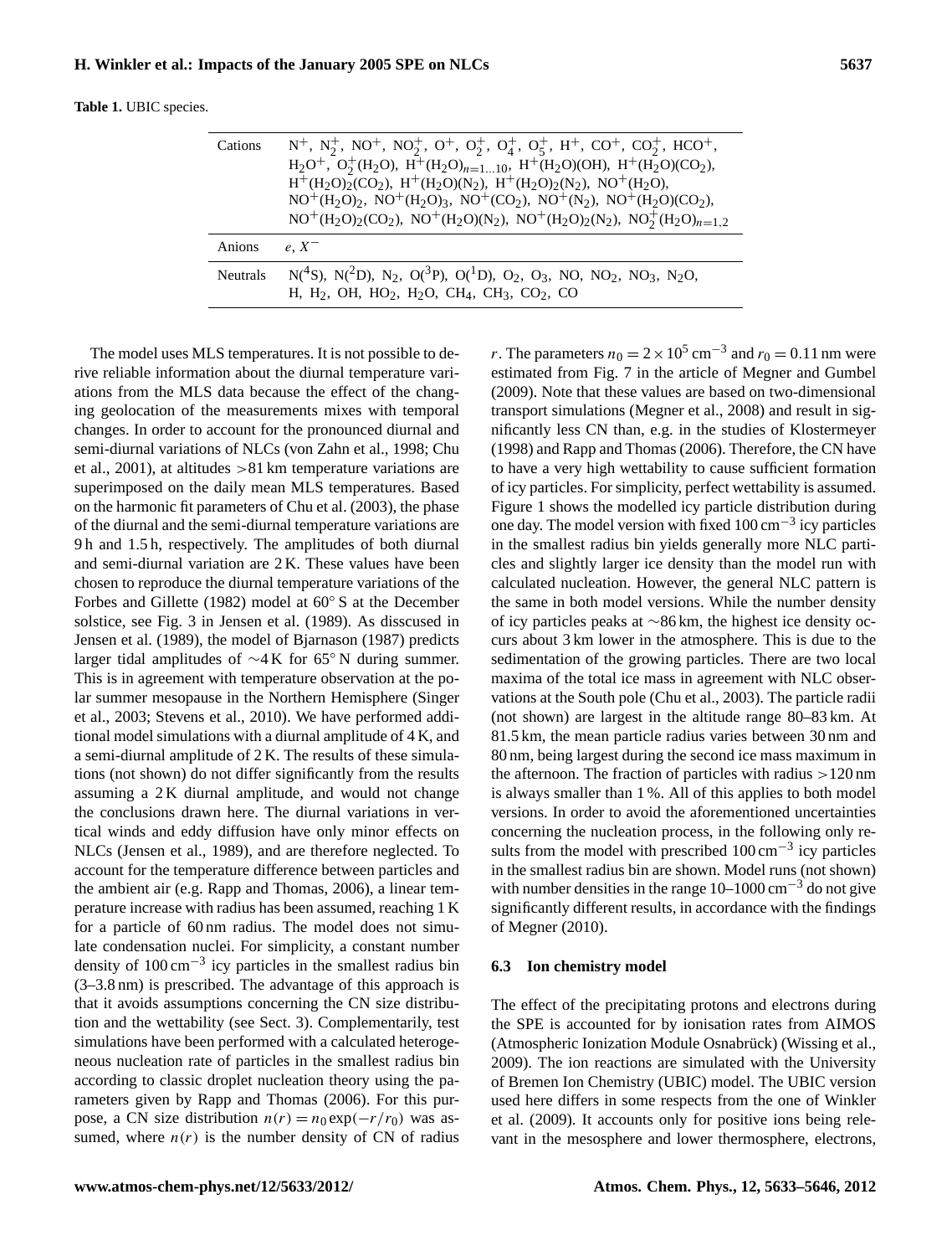**Table 1.** UBIC species.

| | |
|---|---|
| Cations | $N^+$, $N_2^+$, $NO^+$, $NO_2^+$, $O^+$, $O_2^+$, $O_4^+$, $O_5^+$, $H^+$, $CO^+$, $CO_2^+$, $HCO^+$, $H_2O^+$, $O_2^+(H_2O)$, $H^+(H_2O)_{n=1...10}$, $H^+(H_2O)(OH)$, $H^+(H_2O)(CO_2)$, $H^+(H_2O)_2(CO_2)$, $H^+(H_2O)(N_2)$, $H^+(H_2O)_2(N_2)$, $NO^+(H_2O)$, $NO^+(H_2O)_2$, $NO^+(H_2O)_3$, $NO^+(CO_2)$, $NO^+(N_2)$, $NO^+(H_2O)(CO_2)$, $NO^+(H_2O)_2(CO_2)$, $NO^+(H_2O)(N_2)$, $NO^+(H_2O)_2(N_2)$, $NO_2^+(H_2O)_{n=1,2}$ |
| Anions | $e$, $X^-$ |
| Neutrals | $N(^4S)$, $N(^2D)$, $N_2$, $O(^3P)$, $O(^1D)$, $O_2$, $O_3$, NO, $NO_2$, $NO_3$, $N_2O$, H, $H_2$, OH, $HO_2$, $H_2O$, $CH_4$, $CH_3$, $CO_2$, CO |

The model uses MLS temperatures. It is not possible to derive reliable information about the diurnal temperature variations from the MLS data because the effect of the changing geolocation of the measurements mixes with temporal changes. In order to account for the pronounced diurnal and semi-diurnal variations of NLCs (von Zahn et al., 1998; Chu et al., 2001), at altitudes >81 km temperature variations are superimposed on the daily mean MLS temperatures. Based on the harmonic fit parameters of Chu et al. (2003), the phase of the diurnal and the semi-diurnal temperature variations are 9 h and 1.5 h, respectively. The amplitudes of both diurnal and semi-diurnal variation are 2 K. These values have been chosen to reproduce the diurnal temperature variations of the Forbes and Gillette (1982) model at 60° S at the December solstice, see Fig. 3 in Jensen et al. (1989). As disscused in Jensen et al. (1989), the model of Bjarnason (1987) predicts larger tidal amplitudes of ∼4 K for 65° N during summer. This is in agreement with temperature observation at the polar summer mesopause in the Northern Hemisphere (Singer et al., 2003; Stevens et al., 2010). We have performed additional model simulations with a diurnal amplitude of 4 K, and a semi-diurnal amplitude of 2 K. The results of these simulations (not shown) do not differ significantly from the results assuming a 2 K diurnal amplitude, and would not change the conclusions drawn here. The diurnal variations in vertical winds and eddy diffusion have only minor effects on NLCs (Jensen et al., 1989), and are therefore neglected. To account for the temperature difference between particles and the ambient air (e.g. Rapp and Thomas, 2006), a linear temperature increase with radius has been assumed, reaching 1 K for a particle of 60 nm radius. The model does not simulate condensation nuclei. For simplicity, a constant number density of 100 $cm^{-3}$ icy particles in the smallest radius bin (3–3.8 nm) is prescribed. The advantage of this approach is that it avoids assumptions concerning the CN size distribution and the wettability (see Sect. 3). Complementarily, test simulations have been performed with a calculated heterogeneous nucleation rate of particles in the smallest radius bin according to classic droplet nucleation theory using the parameters given by Rapp and Thomas (2006). For this purpose, a CN size distribution $n(r) = n_0 \exp(-r/r_0)$ was assumed, where $n(r)$ is the number density of CN of radius $r$. The parameters $n_0 = 2 \times 10^5$ $cm^{-3}$ and $r_0 = 0.11$ nm were estimated from Fig. 7 in the article of Megner and Gumbel (2009). Note that these values are based on two-dimensional transport simulations (Megner et al., 2008) and result in significantly less CN than, e.g. in the studies of Klostermeyer (1998) and Rapp and Thomas (2006). Therefore, the CN have to have a very high wettability to cause sufficient formation of icy particles. For simplicity, perfect wettability is assumed. Figure 1 shows the modelled icy particle distribution during one day. The model version with fixed 100 $cm^{-3}$ icy particles in the smallest radius bin yields generally more NLC particles and slightly larger ice density than the model run with calculated nucleation. However, the general NLC pattern is the same in both model versions. While the number density of icy particles peaks at ∼86 km, the highest ice density occurs about 3 km lower in the atmosphere. This is due to the sedimentation of the growing particles. There are two local maxima of the total ice mass in agreement with NLC observations at the South pole (Chu et al., 2003). The particle radii (not shown) are largest in the altitude range 80–83 km. At 81.5 km, the mean particle radius varies between 30 nm and 80 nm, being largest during the second ice mass maximum in the afternoon. The fraction of particles with radius >120 nm is always smaller than 1 %. All of this applies to both model versions. In order to avoid the aforementioned uncertainties concerning the nucleation process, in the following only results from the model with prescribed 100 $cm^{-3}$ icy particles in the smallest radius bin are shown. Model runs (not shown) with number densities in the range 10–1000 $cm^{-3}$ do not give significantly different results, in accordance with the findings of Megner (2010).

### 6.3 Ion chemistry model

The effect of the precipitating protons and electrons during the SPE is accounted for by ionisation rates from AIMOS (Atmospheric Ionization Module Osnabrück) (Wissing et al., 2009). The ion reactions are simulated with the University of Bremen Ion Chemistry (UBIC) model. The UBIC version used here differs in some respects from the one of Winkler et al. (2009). It accounts only for positive ions being relevant in the mesosphere and lower thermosphere, electrons,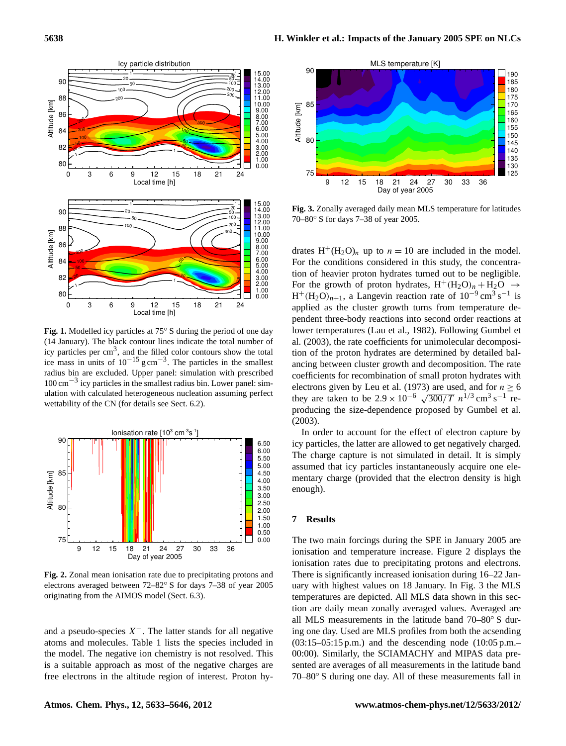**Fig. 1.** Modelled icy particles at 75° S during the period of one day (14 January). The black contour lines indicate the total number of icy particles per $cm^3$, and the filled color contours show the total ice mass in units of $10^{-15}\,g\,cm^{-3}$. The particles in the smallest radius bin are excluded. Upper panel: simulation with prescribed $100\,cm^{-3}$ icy particles in the smallest radius bin. Lower panel: simulation with calculated heterogeneous nucleation assuming perfect wettability of the CN (for details see Sect. 6.2).

**Fig. 2.** Zonal mean ionisation rate due to precipitating protons and electrons averaged between 72–82° S for days 7–38 of year 2005 originating from the AIMOS model (Sect. 6.3).

and a pseudo-species $X^-$. The latter stands for all negative atoms and molecules. Table 1 lists the species included in the model. The negative ion chemistry is not resolved. This is a suitable approach as most of the negative charges are free electrons in the altitude region of interest. Proton hydrates $H^+(H_2O)_n$ up to $n = 10$ are included in the model. For the conditions considered in this study, the concentration of heavier proton hydrates turned out to be negligible. For the growth of proton hydrates, $H^+(H_2O)_n + H_2O \rightarrow H^+(H_2O)_{n+1}$, a Langevin reaction rate of $10^{-9}\,cm^3\,s^{-1}$ is applied as the cluster growth turns from temperature dependent three-body reactions into second order reactions at lower temperatures (Lau et al., 1982). Following Gumbel et al. (2003), the rate coefficients for unimolecular decomposition of the proton hydrates are determined by detailed balancing between cluster growth and decomposition. The rate coefficients for recombination of small proton hydrates with electrons given by Leu et al. (1973) are used, and for $n \geq 6$ they are taken to be $2.9 \times 10^{-6}\,\sqrt{300/T}\,n^{1/3}\,cm^3\,s^{-1}$ reproducing the size-dependence proposed by Gumbel et al. (2003).

In order to account for the effect of electron capture by icy particles, the latter are allowed to get negatively charged. The charge capture is not simulated in detail. It is simply assumed that icy particles instantaneously acquire one elementary charge (provided that the electron density is high enough).

**Fig. 3.** Zonally averaged daily mean MLS temperature for latitudes 70–80° S for days 7–38 of year 2005.

## 7 Results

The two main forcings during the SPE in January 2005 are ionisation and temperature increase. Figure 2 displays the ionisation rates due to precipitating protons and electrons. There is significantly increased ionisation during 16–22 January with highest values on 18 January. In Fig. 3 the MLS temperatures are depicted. All MLS data shown in this section are daily mean zonally averaged values. Averaged are all MLS measurements in the latitude band 70–80° S during one day. Used are MLS profiles from both the ascending (03:15–05:15 p.m.) and the descending node (10:05 p.m.–00:00). Similarly, the SCIAMACHY and MIPAS data presented are averages of all measurements in the latitude band 70–80° S during one day. All of these measurements fall in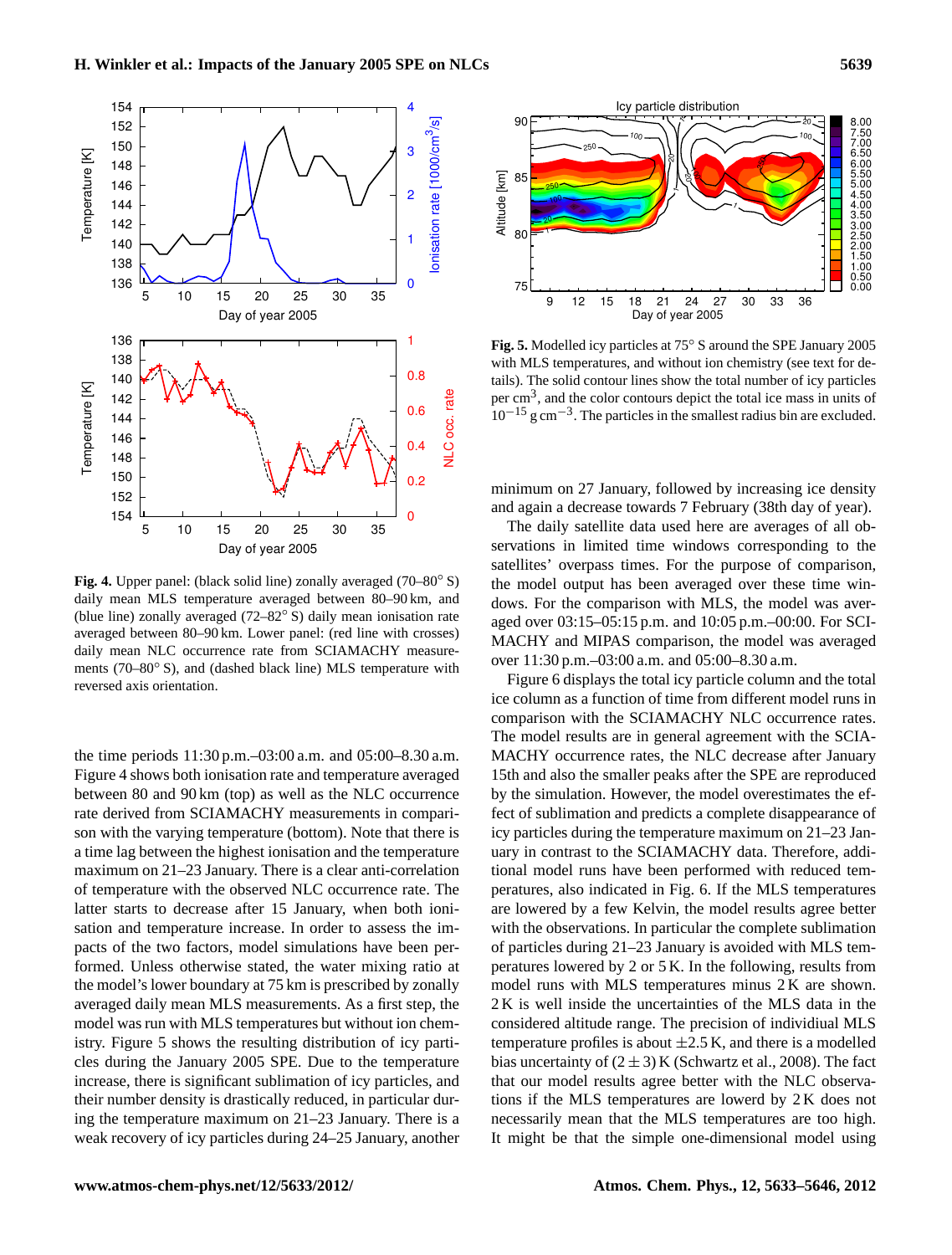**Fig. 4.** Upper panel: (black solid line) zonally averaged (70–80° S) daily mean MLS temperature averaged between 80–90 km, and (blue line) zonally averaged (72–82° S) daily mean ionisation rate averaged between 80–90 km. Lower panel: (red line with crosses) daily mean NLC occurrence rate from SCIAMACHY measurements (70–80° S), and (dashed black line) MLS temperature with reversed axis orientation.

**Fig. 5.** Modelled icy particles at 75° S around the SPE January 2005 with MLS temperatures, and without ion chemistry (see text for details). The solid contour lines show the total number of icy particles per $cm^3$, and the color contours depict the total ice mass in units of $10^{-15}$ g $cm^{-3}$. The particles in the smallest radius bin are excluded.

the time periods 11:30 p.m.–03:00 a.m. and 05:00–8.30 a.m. Figure 4 shows both ionisation rate and temperature averaged between 80 and 90 km (top) as well as the NLC occurrence rate derived from SCIAMACHY measurements in comparison with the varying temperature (bottom). Note that there is a time lag between the highest ionisation and the temperature maximum on 21–23 January. There is a clear anti-correlation of temperature with the observed NLC occurrence rate. The latter starts to decrease after 15 January, when both ionisation and temperature increase. In order to assess the impacts of the two factors, model simulations have been performed. Unless otherwise stated, the water mixing ratio at the model's lower boundary at 75 km is prescribed by zonally averaged daily mean MLS measurements. As a first step, the model was run with MLS temperatures but without ion chemistry. Figure 5 shows the resulting distribution of icy particles during the January 2005 SPE. Due to the temperature increase, there is significant sublimation of icy particles, and their number density is drastically reduced, in particular during the temperature maximum on 21–23 January. There is a weak recovery of icy particles during 24–25 January, another minimum on 27 January, followed by increasing ice density and again a decrease towards 7 February (38th day of year).

The daily satellite data used here are averages of all observations in limited time windows corresponding to the satellites' overpass times. For the purpose of comparison, the model output has been averaged over these time windows. For the comparison with MLS, the model was averaged over 03:15–05:15 p.m. and 10:05 p.m.–00:00. For SCIAMACHY and MIPAS comparison, the model was averaged over 11:30 p.m.–03:00 a.m. and 05:00–8.30 a.m.

Figure 6 displays the total icy particle column and the total ice column as a function of time from different model runs in comparison with the SCIAMACHY NLC occurrence rates. The model results are in general agreement with the SCIAMACHY occurrence rates, the NLC decrease after January 15th and also the smaller peaks after the SPE are reproduced by the simulation. However, the model overestimates the effect of sublimation and predicts a complete disappearance of icy particles during the temperature maximum on 21–23 January in contrast to the SCIAMACHY data. Therefore, additional model runs have been performed with reduced temperatures, also indicated in Fig. 6. If the MLS temperatures are lowered by a few Kelvin, the model results agree better with the observations. In particular the complete sublimation of particles during 21–23 January is avoided with MLS temperatures lowered by 2 or 5 K. In the following, results from model runs with MLS temperatures minus 2 K are shown. 2 K is well inside the uncertainties of the MLS data in the considered altitude range. The precision of individiual MLS temperature profiles is about ±2.5 K, and there is a modelled bias uncertainty of $(2 \pm 3)$ K (Schwartz et al., 2008). The fact that our model results agree better with the NLC observations if the MLS temperatures are lowerd by 2 K does not necessarily mean that the MLS temperatures are too high. It might be that the simple one-dimensional model using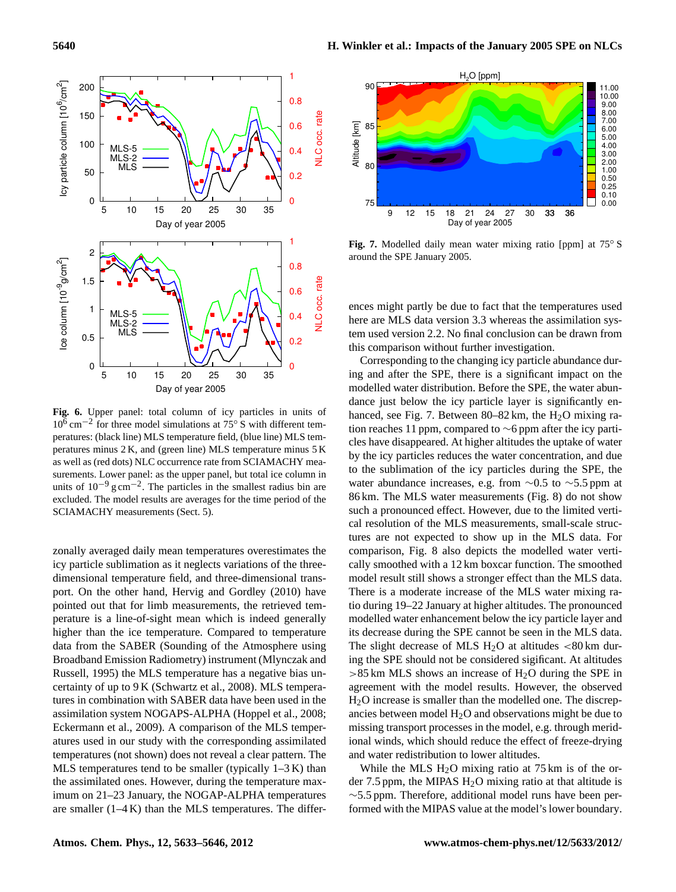**Fig. 6.** Upper panel: total column of icy particles in units of $10^6\,\text{cm}^{-2}$ for three model simulations at 75° S with different temperatures: (black line) MLS temperature field, (blue line) MLS temperatures minus 2 K, and (green line) MLS temperature minus 5 K as well as (red dots) NLC occurrence rate from SCIAMACHY measurements. Lower panel: as the upper panel, but total ice column in units of $10^{-9}\,\text{g}\,\text{cm}^{-2}$. The particles in the smallest radius bin are excluded. The model results are averages for the time period of the SCIAMACHY measurements (Sect. 5).

zonally averaged daily mean temperatures overestimates the icy particle sublimation as it neglects variations of the three-dimensional temperature field, and three-dimensional transport. On the other hand, Hervig and Gordley (2010) have pointed out that for limb measurements, the retrieved temperature is a line-of-sight mean which is indeed generally higher than the ice temperature. Compared to temperature data from the SABER (Sounding of the Atmosphere using Broadband Emission Radiometry) instrument (Mlynczak and Russell, 1995) the MLS temperature has a negative bias uncertainty of up to 9 K (Schwartz et al., 2008). MLS temperatures in combination with SABER data have been used in the assimilation system NOGAPS-ALPHA (Hoppel et al., 2008; Eckermann et al., 2009). A comparison of the MLS temperatures used in our study with the corresponding assimilated temperatures (not shown) does not reveal a clear pattern. The MLS temperatures tend to be smaller (typically 1–3 K) than the assimilated ones. However, during the temperature maximum on 21–23 January, the NOGAP-ALPHA temperatures are smaller (1–4 K) than the MLS temperatures. The differences might partly be due to fact that the temperatures used here are MLS data version 3.3 whereas the assimilation system used version 2.2. No final conclusion can be drawn from this comparison without further investigation.

**Fig. 7.** Modelled daily mean water mixing ratio [ppm] at 75° S around the SPE January 2005.

Corresponding to the changing icy particle abundance during and after the SPE, there is a significant impact on the modelled water distribution. Before the SPE, the water abundance just below the icy particle layer is significantly enhanced, see Fig. 7. Between 80–82 km, the $H_2O$ mixing ratio reaches 11 ppm, compared to ~6 ppm after the icy particles have disappeared. At higher altitudes the uptake of water by the icy particles reduces the water concentration, and due to the sublimation of the icy particles during the SPE, the water abundance increases, e.g. from ~0.5 to ~5.5 ppm at 86 km. The MLS water measurements (Fig. 8) do not show such a pronounced effect. However, due to the limited vertical resolution of the MLS measurements, small-scale structures are not expected to show up in the MLS data. For comparison, Fig. 8 also depicts the modelled water vertically smoothed with a 12 km boxcar function. The smoothed model result still shows a stronger effect than the MLS data. There is a moderate increase of the MLS water mixing ratio during 19–22 January at higher altitudes. The pronounced modelled water enhancement below the icy particle layer and its decrease during the SPE cannot be seen in the MLS data. The slight decrease of MLS $H_2O$ at altitudes <80 km during the SPE should not be considered sigificant. At altitudes >85 km MLS shows an increase of $H_2O$ during the SPE in agreement with the model results. However, the observed $H_2O$ increase is smaller than the modelled one. The discrepancies between model $H_2O$ and observations might be due to missing transport processes in the model, e.g. through meridional winds, which should reduce the effect of freeze-drying and water redistribution to lower altitudes.

While the MLS $H_2O$ mixing ratio at 75 km is of the order 7.5 ppm, the MIPAS $H_2O$ mixing ratio at that altitude is ~5.5 ppm. Therefore, additional model runs have been performed with the MIPAS value at the model's lower boundary.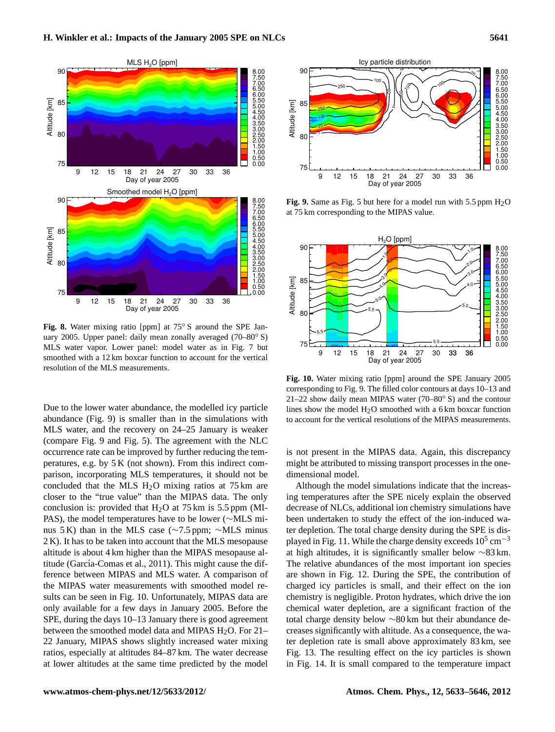**Fig. 8.** Water mixing ratio [ppm] at 75° S around the SPE January 2005. Upper panel: daily mean zonally averaged (70–80° S) MLS water vapor. Lower panel: model water as in Fig. 7 but smoothed with a 12 km boxcar function to account for the vertical resolution of the MLS measurements.

Due to the lower water abundance, the modelled icy particle abundance (Fig. 9) is smaller than in the simulations with MLS water, and the recovery on 24–25 January is weaker (compare Fig. 9 and Fig. 5). The agreement with the NLC occurrence rate can be improved by further reducing the temperatures, e.g. by 5 K (not shown). From this indirect comparison, incorporating MLS temperatures, it should not be concluded that the MLS $H_2O$ mixing ratios at 75 km are closer to the "true value" than the MIPAS data. The only conclusion is: provided that $H_2O$ at 75 km is 5.5 ppm (MIPAS), the model temperatures have to be lower (~MLS minus 5 K) than in the MLS case (~7.5 ppm; ~MLS minus 2 K). It has to be taken into account that the MLS mesopause altitude is about 4 km higher than the MIPAS mesopause altitude (García-Comas et al., 2011). This might cause the difference between MIPAS and MLS water. A comparison of the MIPAS water measurements with smoothed model results can be seen in Fig. 10. Unfortunately, MIPAS data are only available for a few days in January 2005. Before the SPE, during the days 10–13 January there is good agreement between the smoothed model data and MIPAS $H_2O$. For 21–22 January, MIPAS shows slightly increased water mixing ratios, especially at altitudes 84–87 km. The water decrease at lower altitudes at the same time predicted by the model

**Fig. 9.** Same as Fig. 5 but here for a model run with 5.5 ppm $H_2O$ at 75 km corresponding to the MIPAS value.

**Fig. 10.** Water mixing ratio [ppm] around the SPE January 2005 corresponding to Fig. 9. The filled color contours at days 10–13 and 21–22 show daily mean MIPAS water (70–80° S) and the contour lines show the model $H_2O$ smoothed with a 6 km boxcar function to account for the vertical resolutions of the MIPAS measurements.

is not present in the MIPAS data. Again, this discrepancy might be attributed to missing transport processes in the one-dimensional model.

Although the model simulations indicate that the increasing temperatures after the SPE nicely explain the observed decrease of NLCs, additional ion chemistry simulations have been undertaken to study the effect of the ion-induced water depletion. The total charge density during the SPE is displayed in Fig. 11. While the charge density exceeds $10^5$ $cm^{-3}$ at high altitudes, it is significantly smaller below ~83 km. The relative abundances of the most important ion species are shown in Fig. 12. During the SPE, the contribution of charged icy particles is small, and their effect on the ion chemistry is negligible. Proton hydrates, which drive the ion chemical water depletion, are a significant fraction of the total charge density below ~80 km but their abundance decreases significantly with altitude. As a consequence, the water depletion rate is small above approximately 83 km, see Fig. 13. The resulting effect on the icy particles is shown in Fig. 14. It is small compared to the temperature impact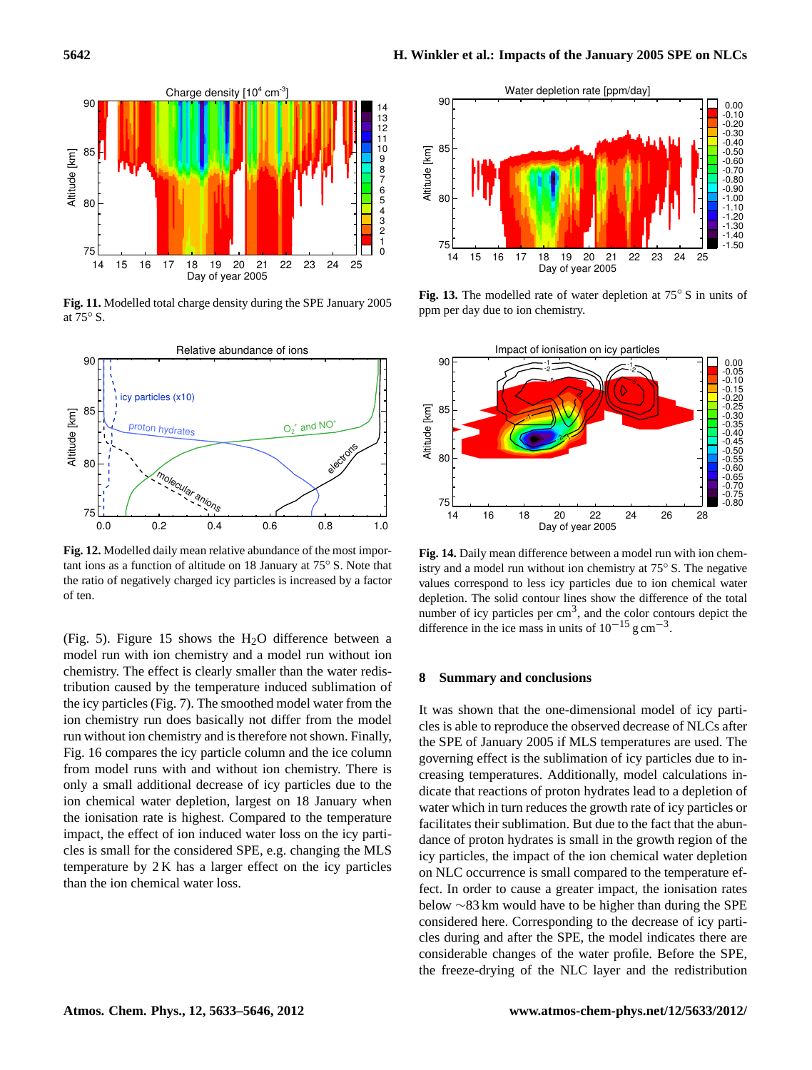**Fig. 11.** Modelled total charge density during the SPE January 2005 at 75° S.

**Fig. 12.** Modelled daily mean relative abundance of the most important ions as a function of altitude on 18 January at 75° S. Note that the ratio of negatively charged icy particles is increased by a factor of ten.

(Fig. 5). Figure 15 shows the $H_2O$ difference between a model run with ion chemistry and a model run without ion chemistry. The effect is clearly smaller than the water redistribution caused by the temperature induced sublimation of the icy particles (Fig. 7). The smoothed model water from the ion chemistry run does basically not differ from the model run without ion chemistry and is therefore not shown. Finally, Fig. 16 compares the icy particle column and the ice column from model runs with and without ion chemistry. There is only a small additional decrease of icy particles due to the ion chemical water depletion, largest on 18 January when the ionisation rate is highest. Compared to the temperature impact, the effect of ion induced water loss on the icy particles is small for the considered SPE, e.g. changing the MLS temperature by 2 K has a larger effect on the icy particles than the ion chemical water loss.

**Fig. 13.** The modelled rate of water depletion at 75° S in units of ppm per day due to ion chemistry.

**Fig. 14.** Daily mean difference between a model run with ion chemistry and a model run without ion chemistry at 75° S. The negative values correspond to less icy particles due to ion chemical water depletion. The solid contour lines show the difference of the total number of icy particles per $cm^3$, and the color contours depict the difference in the ice mass in units of $10^{-15}$ g $cm^{-3}$.

## 8 Summary and conclusions

It was shown that the one-dimensional model of icy particles is able to reproduce the observed decrease of NLCs after the SPE of January 2005 if MLS temperatures are used. The governing effect is the sublimation of icy particles due to increasing temperatures. Additionally, model calculations indicate that reactions of proton hydrates lead to a depletion of water which in turn reduces the growth rate of icy particles or facilitates their sublimation. But due to the fact that the abundance of proton hydrates is small in the growth region of the icy particles, the impact of the ion chemical water depletion on NLC occurrence is small compared to the temperature effect. In order to cause a greater impact, the ionisation rates below ~83 km would have to be higher than during the SPE considered here. Corresponding to the decrease of icy particles during and after the SPE, the model indicates there are considerable changes of the water profile. Before the SPE, the freeze-drying of the NLC layer and the redistribution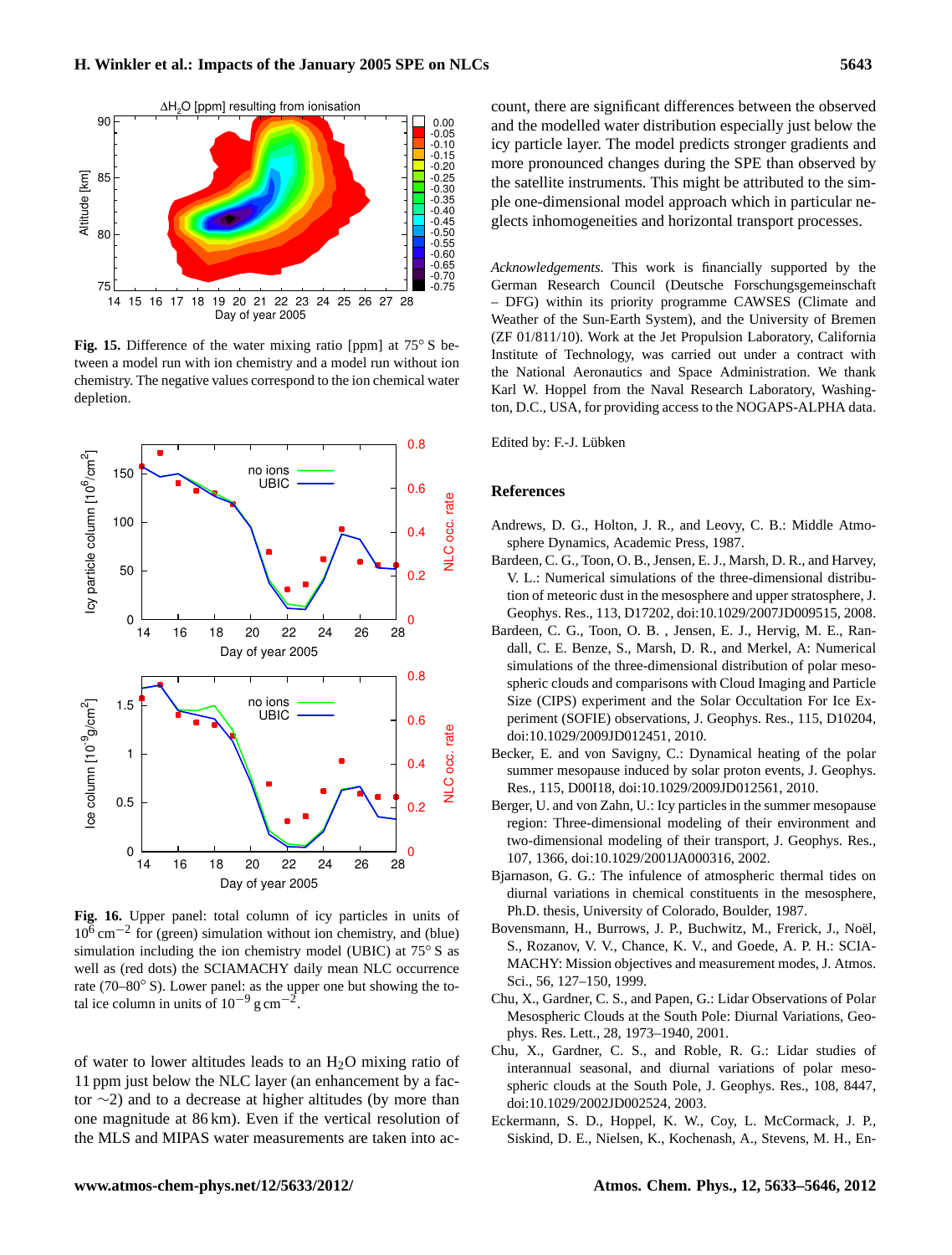**Fig. 15.** Difference of the water mixing ratio [ppm] at 75° S between a model run with ion chemistry and a model run without ion chemistry. The negative values correspond to the ion chemical water depletion.

**Fig. 16.** Upper panel: total column of icy particles in units of $10^6\,\mathrm{cm}^{-2}$ for (green) simulation without ion chemistry, and (blue) simulation including the ion chemistry model (UBIC) at 75° S as well as (red dots) the SCIAMACHY daily mean NLC occurrence rate (70–80° S). Lower panel: as the upper one but showing the total ice column in units of $10^{-9}\,\mathrm{g\,cm}^{-2}$.

of water to lower altitudes leads to an $H_2O$ mixing ratio of 11 ppm just below the NLC layer (an enhancement by a factor ∼2) and to a decrease at higher altitudes (by more than one magnitude at 86 km). Even if the vertical resolution of the MLS and MIPAS water measurements are taken into account, there are significant differences between the observed and the modelled water distribution especially just below the icy particle layer. The model predicts stronger gradients and more pronounced changes during the SPE than observed by the satellite instruments. This might be attributed to the simple one-dimensional model approach which in particular neglects inhomogeneities and horizontal transport processes.

*Acknowledgements.* This work is financially supported by the German Research Council (Deutsche Forschungsgemeinschaft – DFG) within its priority programme CAWSES (Climate and Weather of the Sun-Earth System), and the University of Bremen (ZF 01/811/10). Work at the Jet Propulsion Laboratory, California Institute of Technology, was carried out under a contract with the National Aeronautics and Space Administration. We thank Karl W. Hoppel from the Naval Research Laboratory, Washington, D.C., USA, for providing access to the NOGAPS-ALPHA data.

Edited by: F.-J. Lübken

## References

Andrews, D. G., Holton, J. R., and Leovy, C. B.: Middle Atmosphere Dynamics, Academic Press, 1987.

Bardeen, C. G., Toon, O. B., Jensen, E. J., Marsh, D. R., and Harvey, V. L.: Numerical simulations of the three-dimensional distribution of meteoric dust in the mesosphere and upper stratosphere, J. Geophys. Res., 113, D17202, doi:10.1029/2007JD009515, 2008.

Bardeen, C. G., Toon, O. B. , Jensen, E. J., Hervig, M. E., Randall, C. E. Benze, S., Marsh, D. R., and Merkel, A: Numerical simulations of the three-dimensional distribution of polar mesospheric clouds and comparisons with Cloud Imaging and Particle Size (CIPS) experiment and the Solar Occultation For Ice Experiment (SOFIE) observations, J. Geophys. Res., 115, D10204, doi:10.1029/2009JD012451, 2010.

Becker, E. and von Savigny, C.: Dynamical heating of the polar summer mesopause induced by solar proton events, J. Geophys. Res., 115, D00I18, doi:10.1029/2009JD012561, 2010.

Berger, U. and von Zahn, U.: Icy particles in the summer mesopause region: Three-dimensional modeling of their environment and two-dimensional modeling of their transport, J. Geophys. Res., 107, 1366, doi:10.1029/2001JA000316, 2002.

Bjarnason, G. G.: The infulence of atmospheric thermal tides on diurnal variations in chemical constituents in the mesosphere, Ph.D. thesis, University of Colorado, Boulder, 1987.

Bovensmann, H., Burrows, J. P., Buchwitz, M., Frerick, J., Noël, S., Rozanov, V. V., Chance, K. V., and Goede, A. P. H.: SCIAMACHY: Mission objectives and measurement modes, J. Atmos. Sci., 56, 127–150, 1999.

Chu, X., Gardner, C. S., and Papen, G.: Lidar Observations of Polar Mesospheric Clouds at the South Pole: Diurnal Variations, Geophys. Res. Lett., 28, 1973–1940, 2001.

Chu, X., Gardner, C. S., and Roble, R. G.: Lidar studies of interannual seasonal, and diurnal variations of polar mesospheric clouds at the South Pole, J. Geophys. Res., 108, 8447, doi:10.1029/2002JD002524, 2003.

Eckermann, S. D., Hoppel, K. W., Coy, L. McCormack, J. P., Siskind, D. E., Nielsen, K., Kochenash, A., Stevens, M. H., En-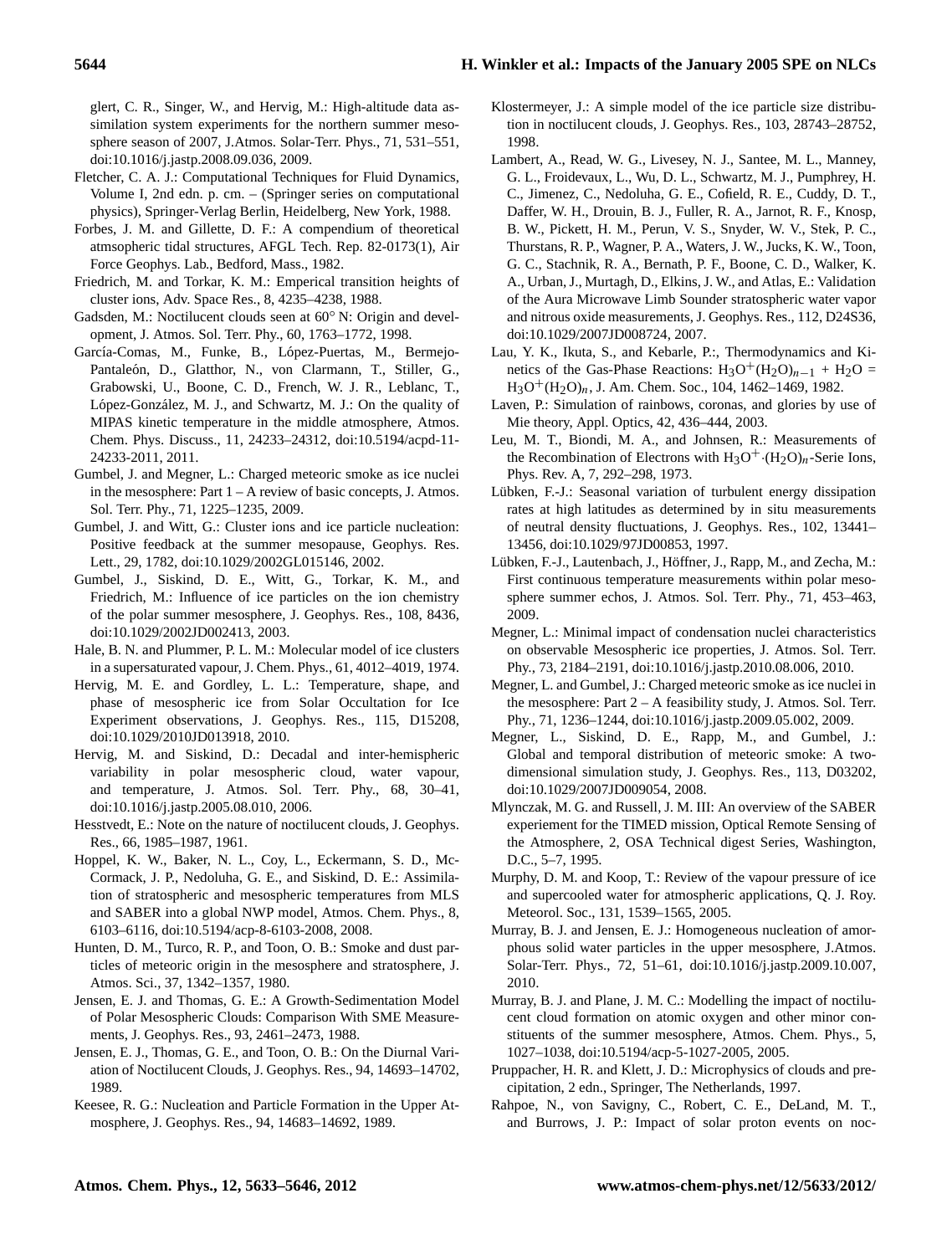glert, C. R., Singer, W., and Hervig, M.: High-altitude data assimilation system experiments for the northern summer mesosphere season of 2007, J.Atmos. Solar-Terr. Phys., 71, 531–551, doi:10.1016/j.jastp.2008.09.036, 2009.

Fletcher, C. A. J.: Computational Techniques for Fluid Dynamics, Volume I, 2nd edn. p. cm. – (Springer series on computational physics), Springer-Verlag Berlin, Heidelberg, New York, 1988.

Forbes, J. M. and Gillette, D. F.: A compendium of theoretical atmsopheric tidal structures, AFGL Tech. Rep. 82-0173(1), Air Force Geophys. Lab., Bedford, Mass., 1982.

Friedrich, M. and Torkar, K. M.: Emperical transition heights of cluster ions, Adv. Space Res., 8, 4235–4238, 1988.

Gadsden, M.: Noctilucent clouds seen at 60° N: Origin and development, J. Atmos. Sol. Terr. Phy., 60, 1763–1772, 1998.

García-Comas, M., Funke, B., López-Puertas, M., Bermejo-Pantaleón, D., Glatthor, N., von Clarmann, T., Stiller, G., Grabowski, U., Boone, C. D., French, W. J. R., Leblanc, T., López-González, M. J., and Schwartz, M. J.: On the quality of MIPAS kinetic temperature in the middle atmosphere, Atmos. Chem. Phys. Discuss., 11, 24233–24312, doi:10.5194/acpd-11-24233-2011, 2011.

Gumbel, J. and Megner, L.: Charged meteoric smoke as ice nuclei in the mesosphere: Part 1 – A review of basic concepts, J. Atmos. Sol. Terr. Phy., 71, 1225–1235, 2009.

Gumbel, J. and Witt, G.: Cluster ions and ice particle nucleation: Positive feedback at the summer mesopause, Geophys. Res. Lett., 29, 1782, doi:10.1029/2002GL015146, 2002.

Gumbel, J., Siskind, D. E., Witt, G., Torkar, K. M., and Friedrich, M.: Influence of ice particles on the ion chemistry of the polar summer mesosphere, J. Geophys. Res., 108, 8436, doi:10.1029/2002JD002413, 2003.

Hale, B. N. and Plummer, P. L. M.: Molecular model of ice clusters in a supersaturated vapour, J. Chem. Phys., 61, 4012–4019, 1974.

Hervig, M. E. and Gordley, L. L.: Temperature, shape, and phase of mesospheric ice from Solar Occultation for Ice Experiment observations, J. Geophys. Res., 115, D15208, doi:10.1029/2010JD013918, 2010.

Hervig, M. and Siskind, D.: Decadal and inter-hemispheric variability in polar mesospheric cloud, water vapour, and temperature, J. Atmos. Sol. Terr. Phy., 68, 30–41, doi:10.1016/j.jastp.2005.08.010, 2006.

Hesstvedt, E.: Note on the nature of noctilucent clouds, J. Geophys. Res., 66, 1985–1987, 1961.

Hoppel, K. W., Baker, N. L., Coy, L., Eckermann, S. D., McCormack, J. P., Nedoluha, G. E., and Siskind, D. E.: Assimilation of stratospheric and mesospheric temperatures from MLS and SABER into a global NWP model, Atmos. Chem. Phys., 8, 6103–6116, doi:10.5194/acp-8-6103-2008, 2008.

Hunten, D. M., Turco, R. P., and Toon, O. B.: Smoke and dust particles of meteoric origin in the mesosphere and stratosphere, J. Atmos. Sci., 37, 1342–1357, 1980.

Jensen, E. J. and Thomas, G. E.: A Growth-Sedimentation Model of Polar Mesospheric Clouds: Comparison With SME Measurements, J. Geophys. Res., 93, 2461–2473, 1988.

Jensen, E. J., Thomas, G. E., and Toon, O. B.: On the Diurnal Variation of Noctilucent Clouds, J. Geophys. Res., 94, 14693–14702, 1989.

Keesee, R. G.: Nucleation and Particle Formation in the Upper Atmosphere, J. Geophys. Res., 94, 14683–14692, 1989.

Klostermeyer, J.: A simple model of the ice particle size distribution in noctilucent clouds, J. Geophys. Res., 103, 28743–28752, 1998.

Lambert, A., Read, W. G., Livesey, N. J., Santee, M. L., Manney, G. L., Froidevaux, L., Wu, D. L., Schwartz, M. J., Pumphrey, H. C., Jimenez, C., Nedoluha, G. E., Cofield, R. E., Cuddy, D. T., Daffer, W. H., Drouin, B. J., Fuller, R. A., Jarnot, R. F., Knosp, B. W., Pickett, H. M., Perun, V. S., Snyder, W. V., Stek, P. C., Thurstans, R. P., Wagner, P. A., Waters, J. W., Jucks, K. W., Toon, G. C., Stachnik, R. A., Bernath, P. F., Boone, C. D., Walker, K. A., Urban, J., Murtagh, D., Elkins, J. W., and Atlas, E.: Validation of the Aura Microwave Limb Sounder stratospheric water vapor and nitrous oxide measurements, J. Geophys. Res., 112, D24S36, doi:10.1029/2007JD008724, 2007.

Lau, Y. K., Ikuta, S., and Kebarle, P.:, Thermodynamics and Kinetics of the Gas-Phase Reactions: $H_3O^+(H_2O)_{n-1}$ + $H_2O$ = $H_3O^+(H_2O)_n$, J. Am. Chem. Soc., 104, 1462–1469, 1982.

Laven, P.: Simulation of rainbows, coronas, and glories by use of Mie theory, Appl. Optics, 42, 436–444, 2003.

Leu, M. T., Biondi, M. A., and Johnsen, R.: Measurements of the Recombination of Electrons with $H_3O^+ \cdot (H_2O)_n$-Serie Ions, Phys. Rev. A, 7, 292–298, 1973.

Lübken, F.-J.: Seasonal variation of turbulent energy dissipation rates at high latitudes as determined by in situ measurements of neutral density fluctuations, J. Geophys. Res., 102, 13441–13456, doi:10.1029/97JD00853, 1997.

Lübken, F.-J., Lautenbach, J., Höffner, J., Rapp, M., and Zecha, M.: First continuous temperature measurements within polar mesosphere summer echos, J. Atmos. Sol. Terr. Phy., 71, 453–463, 2009.

Megner, L.: Minimal impact of condensation nuclei characteristics on observable Mesospheric ice properties, J. Atmos. Sol. Terr. Phy., 73, 2184–2191, doi:10.1016/j.jastp.2010.08.006, 2010.

Megner, L. and Gumbel, J.: Charged meteoric smoke as ice nuclei in the mesosphere: Part 2 – A feasibility study, J. Atmos. Sol. Terr. Phy., 71, 1236–1244, doi:10.1016/j.jastp.2009.05.002, 2009.

Megner, L., Siskind, D. E., Rapp, M., and Gumbel, J.: Global and temporal distribution of meteoric smoke: A two-dimensional simulation study, J. Geophys. Res., 113, D03202, doi:10.1029/2007JD009054, 2008.

Mlynczak, M. G. and Russell, J. M. III: An overview of the SABER experiement for the TIMED mission, Optical Remote Sensing of the Atmosphere, 2, OSA Technical digest Series, Washington, D.C., 5–7, 1995.

Murphy, D. M. and Koop, T.: Review of the vapour pressure of ice and supercooled water for atmospheric applications, Q. J. Roy. Meteorol. Soc., 131, 1539–1565, 2005.

Murray, B. J. and Jensen, E. J.: Homogeneous nucleation of amorphous solid water particles in the upper mesosphere, J.Atmos. Solar-Terr. Phys., 72, 51–61, doi:10.1016/j.jastp.2009.10.007, 2010.

Murray, B. J. and Plane, J. M. C.: Modelling the impact of noctilucent cloud formation on atomic oxygen and other minor constituents of the summer mesosphere, Atmos. Chem. Phys., 5, 1027–1038, doi:10.5194/acp-5-1027-2005, 2005.

Pruppacher, H. R. and Klett, J. D.: Microphysics of clouds and precipitation, 2 edn., Springer, The Netherlands, 1997.

Rahpoe, N., von Savigny, C., Robert, C. E., DeLand, M. T., and Burrows, J. P.: Impact of solar proton events on noc-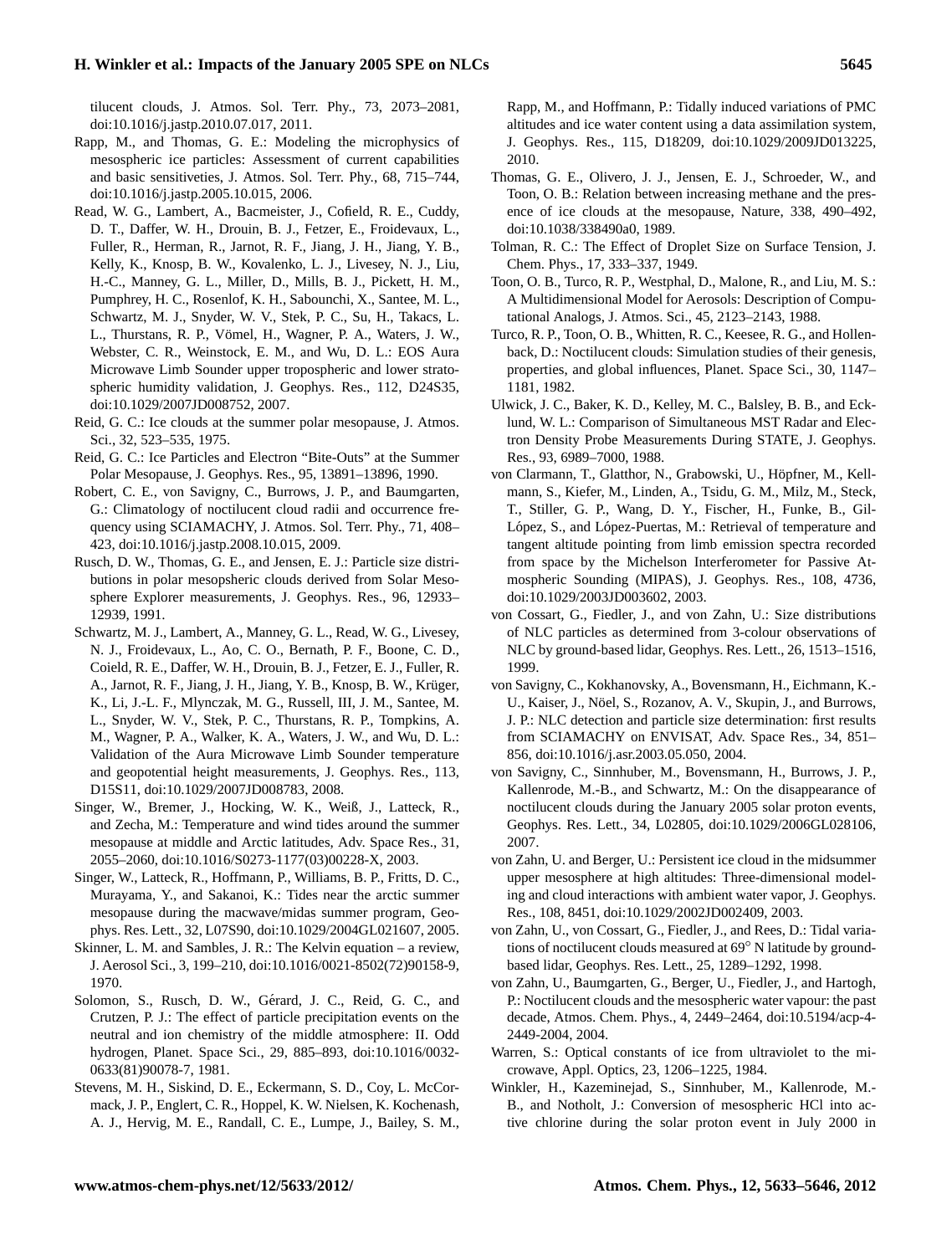tilucent clouds, J. Atmos. Sol. Terr. Phy., 73, 2073–2081, doi:10.1016/j.jastp.2010.07.017, 2011.

Rapp, M., and Thomas, G. E.: Modeling the microphysics of mesospheric ice particles: Assessment of current capabilities and basic sensitiveties, J. Atmos. Sol. Terr. Phy., 68, 715–744, doi:10.1016/j.jastp.2005.10.015, 2006.

Read, W. G., Lambert, A., Bacmeister, J., Cofield, R. E., Cuddy, D. T., Daffer, W. H., Drouin, B. J., Fetzer, E., Froidevaux, L., Fuller, R., Herman, R., Jarnot, R. F., Jiang, J. H., Jiang, Y. B., Kelly, K., Knosp, B. W., Kovalenko, L. J., Livesey, N. J., Liu, H.-C., Manney, G. L., Miller, D., Mills, B. J., Pickett, H. M., Pumphrey, H. C., Rosenlof, K. H., Sabounchi, X., Santee, M. L., Schwartz, M. J., Snyder, W. V., Stek, P. C., Su, H., Takacs, L. L., Thurstans, R. P., Vömel, H., Wagner, P. A., Waters, J. W., Webster, C. R., Weinstock, E. M., and Wu, D. L.: EOS Aura Microwave Limb Sounder upper tropospheric and lower stratospheric humidity validation, J. Geophys. Res., 112, D24S35, doi:10.1029/2007JD008752, 2007.

Reid, G. C.: Ice clouds at the summer polar mesopause, J. Atmos. Sci., 32, 523–535, 1975.

Reid, G. C.: Ice Particles and Electron "Bite-Outs" at the Summer Polar Mesopause, J. Geophys. Res., 95, 13891–13896, 1990.

Robert, C. E., von Savigny, C., Burrows, J. P., and Baumgarten, G.: Climatology of noctilucent cloud radii and occurrence frequency using SCIAMACHY, J. Atmos. Sol. Terr. Phy., 71, 408–423, doi:10.1016/j.jastp.2008.10.015, 2009.

Rusch, D. W., Thomas, G. E., and Jensen, E. J.: Particle size distributions in polar mesopsheric clouds derived from Solar Mesosphere Explorer measurements, J. Geophys. Res., 96, 12933–12939, 1991.

Schwartz, M. J., Lambert, A., Manney, G. L., Read, W. G., Livesey, N. J., Froidevaux, L., Ao, C. O., Bernath, P. F., Boone, C. D., Coield, R. E., Daffer, W. H., Drouin, B. J., Fetzer, E. J., Fuller, R. A., Jarnot, R. F., Jiang, J. H., Jiang, Y. B., Knosp, B. W., Krüger, K., Li, J.-L. F., Mlynczak, M. G., Russell, III, J. M., Santee, M. L., Snyder, W. V., Stek, P. C., Thurstans, R. P., Tompkins, A. M., Wagner, P. A., Walker, K. A., Waters, J. W., and Wu, D. L.: Validation of the Aura Microwave Limb Sounder temperature and geopotential height measurements, J. Geophys. Res., 113, D15S11, doi:10.1029/2007JD008783, 2008.

Singer, W., Bremer, J., Hocking, W. K., Weiß, J., Latteck, R., and Zecha, M.: Temperature and wind tides around the summer mesopause at middle and Arctic latitudes, Adv. Space Res., 31, 2055–2060, doi:10.1016/S0273-1177(03)00228-X, 2003.

Singer, W., Latteck, R., Hoffmann, P., Williams, B. P., Fritts, D. C., Murayama, Y., and Sakanoi, K.: Tides near the arctic summer mesopause during the macwave/midas summer program, Geophys. Res. Lett., 32, L07S90, doi:10.1029/2004GL021607, 2005.

Skinner, L. M. and Sambles, J. R.: The Kelvin equation – a review, J. Aerosol Sci., 3, 199–210, doi:10.1016/0021-8502(72)90158-9, 1970.

Solomon, S., Rusch, D. W., Gérard, J. C., Reid, G. C., and Crutzen, P. J.: The effect of particle precipitation events on the neutral and ion chemistry of the middle atmosphere: II. Odd hydrogen, Planet. Space Sci., 29, 885–893, doi:10.1016/0032-0633(81)90078-7, 1981.

Stevens, M. H., Siskind, D. E., Eckermann, S. D., Coy, L. McCormack, J. P., Englert, C. R., Hoppel, K. W. Nielsen, K. Kochenash, A. J., Hervig, M. E., Randall, C. E., Lumpe, J., Bailey, S. M., Rapp, M., and Hoffmann, P.: Tidally induced variations of PMC altitudes and ice water content using a data assimilation system, J. Geophys. Res., 115, D18209, doi:10.1029/2009JD013225, 2010.

Thomas, G. E., Olivero, J. J., Jensen, E. J., Schroeder, W., and Toon, O. B.: Relation between increasing methane and the presence of ice clouds at the mesopause, Nature, 338, 490–492, doi:10.1038/338490a0, 1989.

Tolman, R. C.: The Effect of Droplet Size on Surface Tension, J. Chem. Phys., 17, 333–337, 1949.

Toon, O. B., Turco, R. P., Westphal, D., Malone, R., and Liu, M. S.: A Multidimensional Model for Aerosols: Description of Computational Analogs, J. Atmos. Sci., 45, 2123–2143, 1988.

Turco, R. P., Toon, O. B., Whitten, R. C., Keesee, R. G., and Hollenback, D.: Noctilucent clouds: Simulation studies of their genesis, properties, and global influences, Planet. Space Sci., 30, 1147–1181, 1982.

Ulwick, J. C., Baker, K. D., Kelley, M. C., Balsley, B. B., and Ecklund, W. L.: Comparison of Simultaneous MST Radar and Electron Density Probe Measurements During STATE, J. Geophys. Res., 93, 6989–7000, 1988.

von Clarmann, T., Glatthor, N., Grabowski, U., Höpfner, M., Kellmann, S., Kiefer, M., Linden, A., Tsidu, G. M., Milz, M., Steck, T., Stiller, G. P., Wang, D. Y., Fischer, H., Funke, B., Gil-López, S., and López-Puertas, M.: Retrieval of temperature and tangent altitude pointing from limb emission spectra recorded from space by the Michelson Interferometer for Passive Atmospheric Sounding (MIPAS), J. Geophys. Res., 108, 4736, doi:10.1029/2003JD003602, 2003.

von Cossart, G., Fiedler, J., and von Zahn, U.: Size distributions of NLC particles as determined from 3-colour observations of NLC by ground-based lidar, Geophys. Res. Lett., 26, 1513–1516, 1999.

von Savigny, C., Kokhanovsky, A., Bovensmann, H., Eichmann, K.-U., Kaiser, J., Nöel, S., Rozanov, A. V., Skupin, J., and Burrows, J. P.: NLC detection and particle size determination: first results from SCIAMACHY on ENVISAT, Adv. Space Res., 34, 851–856, doi:10.1016/j.asr.2003.05.050, 2004.

von Savigny, C., Sinnhuber, M., Bovensmann, H., Burrows, J. P., Kallenrode, M.-B., and Schwartz, M.: On the disappearance of noctilucent clouds during the January 2005 solar proton events, Geophys. Res. Lett., 34, L02805, doi:10.1029/2006GL028106, 2007.

von Zahn, U. and Berger, U.: Persistent ice cloud in the midsummer upper mesosphere at high altitudes: Three-dimensional modeling and cloud interactions with ambient water vapor, J. Geophys. Res., 108, 8451, doi:10.1029/2002JD002409, 2003.

von Zahn, U., von Cossart, G., Fiedler, J., and Rees, D.: Tidal variations of noctilucent clouds measured at 69° N latitude by ground-based lidar, Geophys. Res. Lett., 25, 1289–1292, 1998.

von Zahn, U., Baumgarten, G., Berger, U., Fiedler, J., and Hartogh, P.: Noctilucent clouds and the mesospheric water vapour: the past decade, Atmos. Chem. Phys., 4, 2449–2464, doi:10.5194/acp-4-2449-2004, 2004.

Warren, S.: Optical constants of ice from ultraviolet to the microwave, Appl. Optics, 23, 1206–1225, 1984.

Winkler, H., Kazeminejad, S., Sinnhuber, M., Kallenrode, M.-B., and Notholt, J.: Conversion of mesospheric HCl into active chlorine during the solar proton event in July 2000 in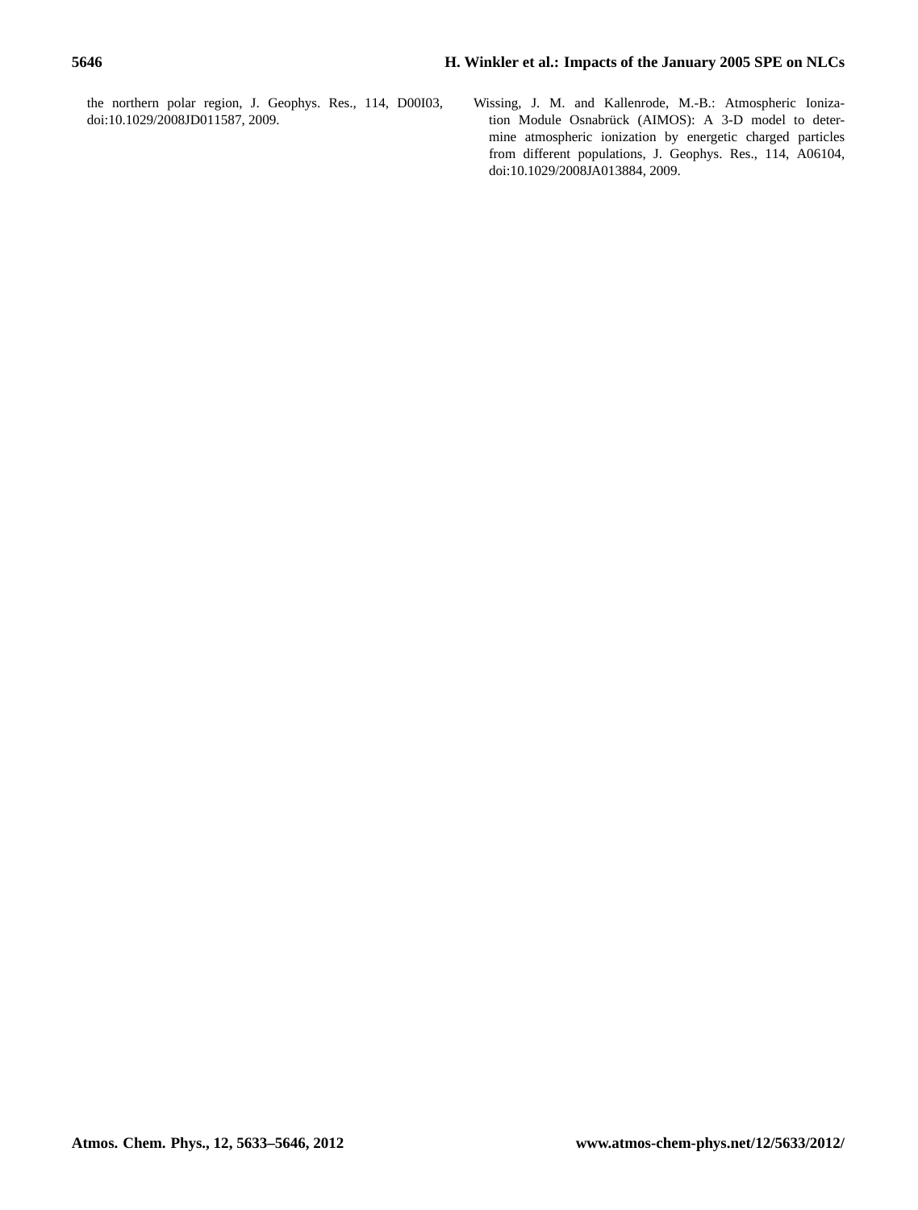the northern polar region, J. Geophys. Res., 114, D00I03, doi:10.1029/2008JD011587, 2009.

Wissing, J. M. and Kallenrode, M.-B.: Atmospheric Ionization Module Osnabrück (AIMOS): A 3-D model to determine atmospheric ionization by energetic charged particles from different populations, J. Geophys. Res., 114, A06104, doi:10.1029/2008JA013884, 2009.